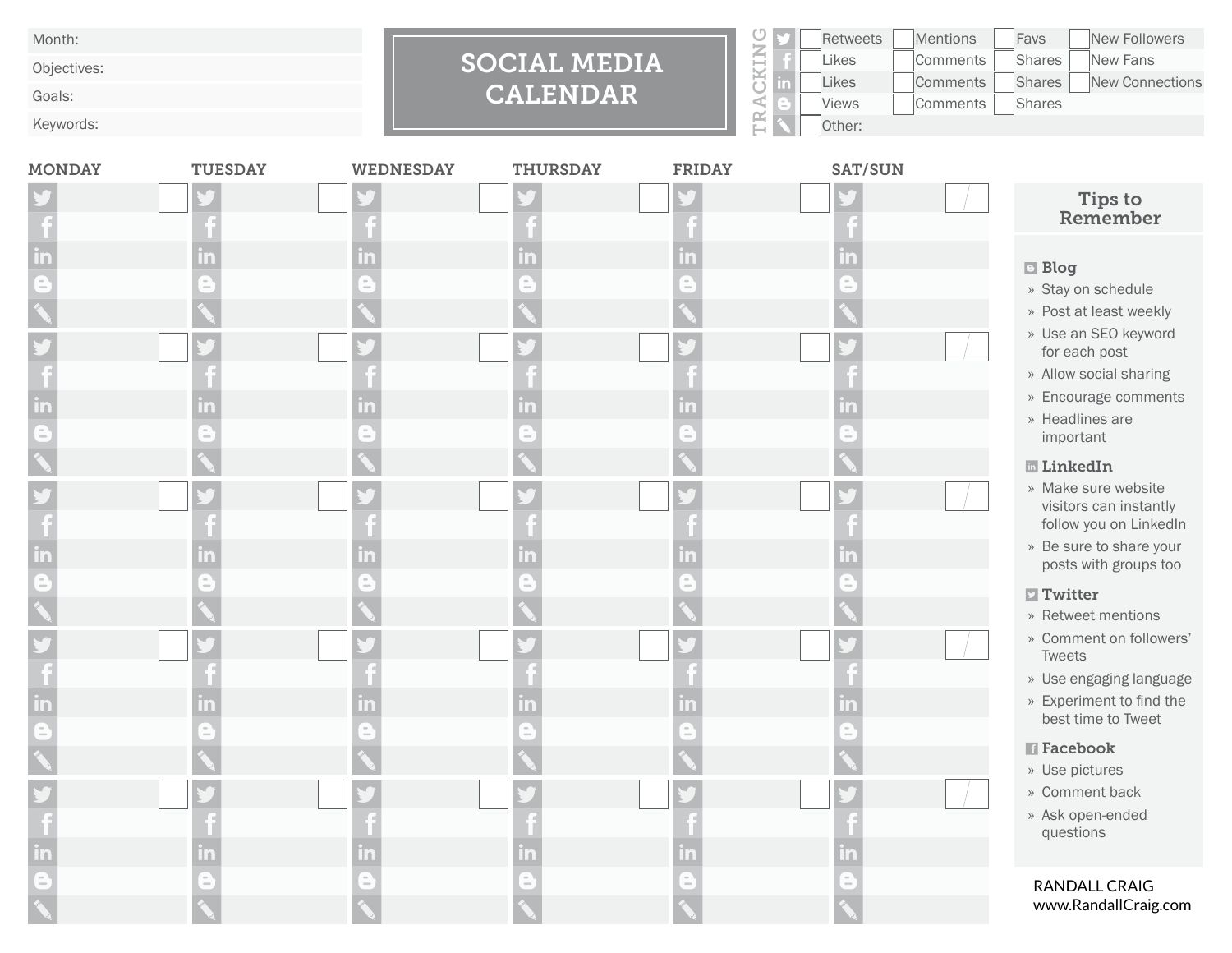Month:

Objectives:

Goals:

Keywords:

# SOCIAL MEDIA CALENDAR

**TRACKING**

| | | | | |
|---|---|---|---|---|
| Twitter | Retweets | Mentions | Favs | New Followers |
| Facebook | Likes | Comments | Shares | New Fans |
| LinkedIn | Likes | Comments | Shares | New Connections |
| Blog | Views | Comments | Shares | |
| Other | Other: | | | |

| MONDAY | TUESDAY | WEDNESDAY | THURSDAY | FRIDAY | SAT/SUN |
|---|---|---|---|---|---|
| | | | | | |
| | | | | | |
| | | | | | |
| | | | | | |
| | | | | | |

## Tips to Remember

### Blog
- Stay on schedule
- Post at least weekly
- Use an SEO keyword for each post
- Allow social sharing
- Encourage comments
- Headlines are important

### LinkedIn
- Make sure website visitors can instantly follow you on LinkedIn
- Be sure to share your posts with groups too

### Twitter
- Retweet mentions
- Comment on followers' Tweets
- Use engaging language
- Experiment to find the best time to Tweet

### Facebook
- Use pictures
- Comment back
- Ask open-ended questions

RANDALL CRAIG
www.RandallCraig.com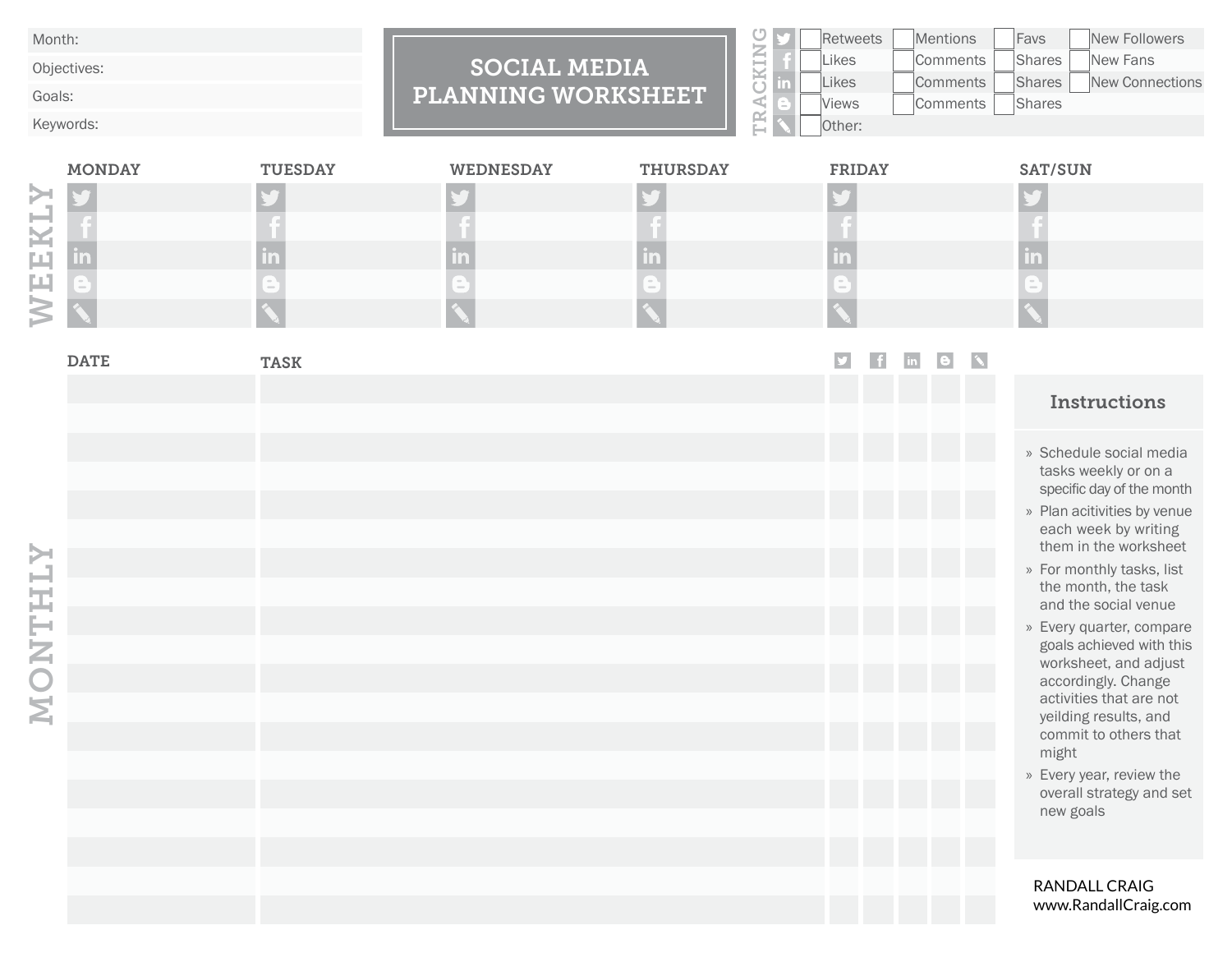# SOCIAL MEDIA PLANNING WORKSHEET

Month:

Objectives:

Goals:

Keywords:

## TRACKING

| Venue | | | | |
|---|---|---|---|---|
| Twitter | ☐ Retweets | ☐ Mentions | ☐ Favs | ☐ New Followers |
| Facebook | ☐ Likes | ☐ Comments | ☐ Shares | ☐ New Fans |
| LinkedIn | ☐ Likes | ☐ Comments | ☐ Shares | ☐ New Connections |
| Blogger | ☐ Views | ☐ Comments | ☐ Shares | |
| Other | ☐ Other: | | | |

## WEEKLY

| | MONDAY | TUESDAY | WEDNESDAY | THURSDAY | FRIDAY | SAT/SUN |
|---|---|---|---|---|---|---|
| Twitter | | | | | | |
| Facebook | | | | | | |
| LinkedIn | | | | | | |
| Blogger | | | | | | |
| Other | | | | | | |

## MONTHLY

| DATE | TASK | Twitter | Facebook | LinkedIn | Blogger | Other |
|---|---|---|---|---|---|---|
| | | | | | | |
| | | | | | | |
| | | | | | | |
| | | | | | | |
| | | | | | | |
| | | | | | | |
| | | | | | | |
| | | | | | | |
| | | | | | | |
| | | | | | | |
| | | | | | | |
| | | | | | | |
| | | | | | | |
| | | | | | | |
| | | | | | | |
| | | | | | | |
| | | | | | | |
| | | | | | | |
| | | | | | | |

### Instructions

- Schedule social media tasks weekly or on a specific day of the month
- Plan acitivities by venue each week by writing them in the worksheet
- For monthly tasks, list the month, the task and the social venue
- Every quarter, compare goals achieved with this worksheet, and adjust accordingly. Change activities that are not yeilding results, and commit to others that might
- Every year, review the overall strategy and set new goals

RANDALL CRAIG
www.RandallCraig.com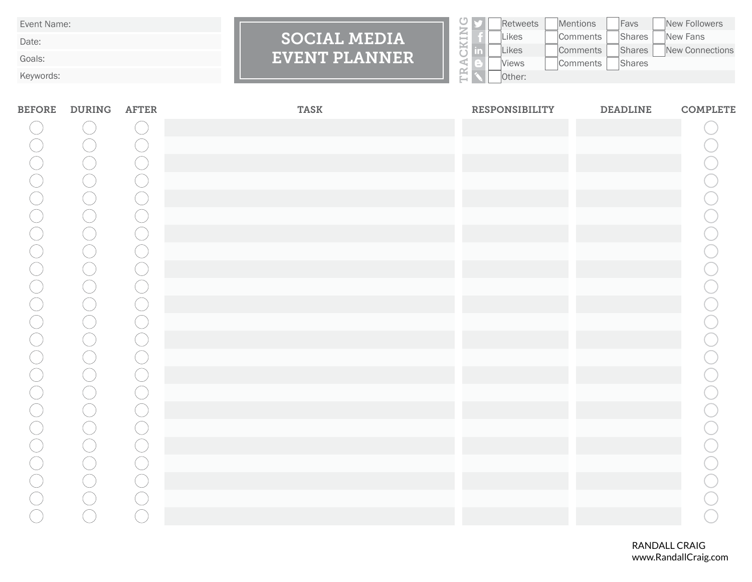Event Name:

Date:

Goals:

Keywords:

# SOCIAL MEDIA EVENT PLANNER

**TRACKING**

| | | | | |
|---|---|---|---|---|
| Twitter | ☐ Retweets | ☐ Mentions | ☐ Favs | ☐ New Followers |
| Facebook | ☐ Likes | ☐ Comments | ☐ Shares | ☐ New Fans |
| LinkedIn | ☐ Likes | ☐ Comments | ☐ Shares | ☐ New Connections |
| Blog | ☐ Views | ☐ Comments | ☐ Shares | |
| Other | ☐ Other: | | | |

| BEFORE | DURING | AFTER | TASK | RESPONSIBILITY | DEADLINE | COMPLETE |
|---|---|---|---|---|---|---|
| ○ | ○ | ○ | | | | ○ |
| ○ | ○ | ○ | | | | ○ |
| ○ | ○ | ○ | | | | ○ |
| ○ | ○ | ○ | | | | ○ |
| ○ | ○ | ○ | | | | ○ |
| ○ | ○ | ○ | | | | ○ |
| ○ | ○ | ○ | | | | ○ |
| ○ | ○ | ○ | | | | ○ |
| ○ | ○ | ○ | | | | ○ |
| ○ | ○ | ○ | | | | ○ |
| ○ | ○ | ○ | | | | ○ |
| ○ | ○ | ○ | | | | ○ |
| ○ | ○ | ○ | | | | ○ |
| ○ | ○ | ○ | | | | ○ |
| ○ | ○ | ○ | | | | ○ |
| ○ | ○ | ○ | | | | ○ |
| ○ | ○ | ○ | | | | ○ |
| ○ | ○ | ○ | | | | ○ |
| ○ | ○ | ○ | | | | ○ |
| ○ | ○ | ○ | | | | ○ |
| ○ | ○ | ○ | | | | ○ |
| ○ | ○ | ○ | | | | ○ |
| ○ | ○ | ○ | | | | ○ |
| ○ | ○ | ○ | | | | ○ |

RANDALL CRAIG
www.RandallCraig.com